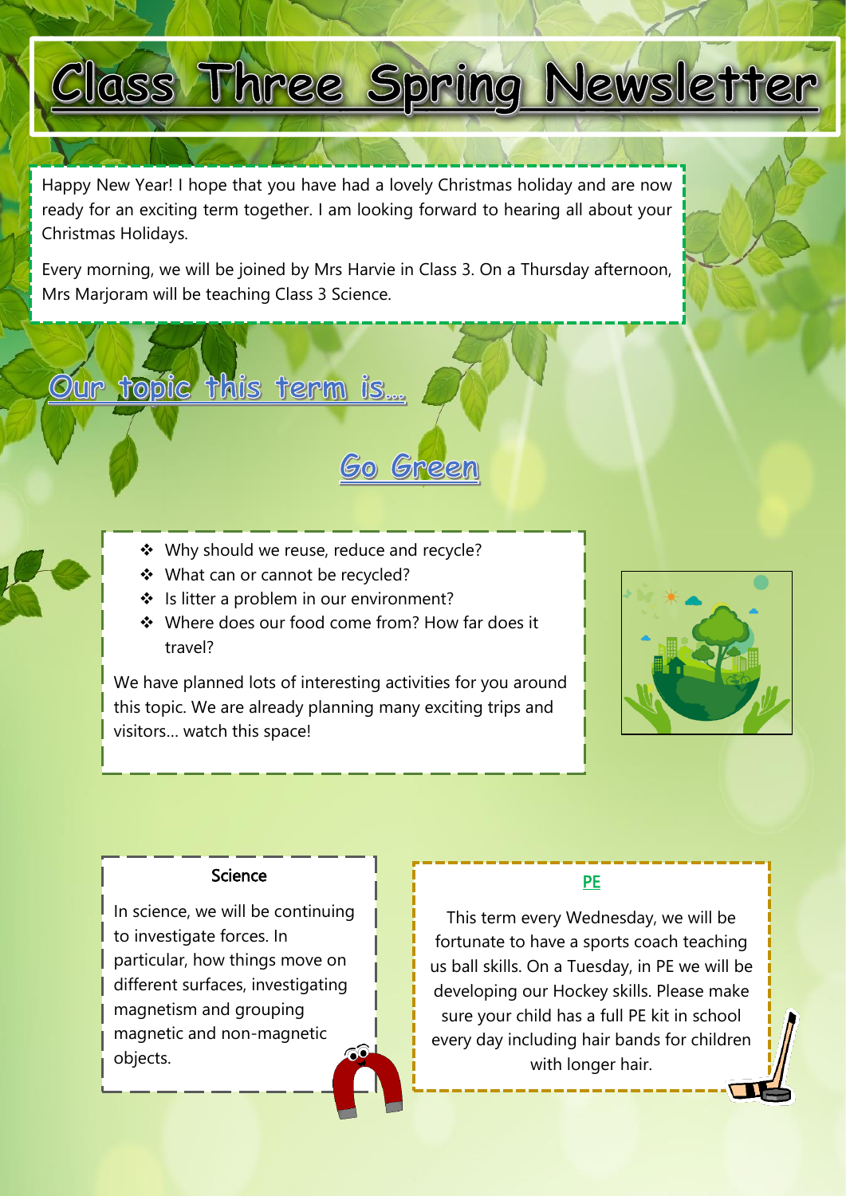# Class Three Spring Newsletter

Happy New Year! I hope that you have had a lovely Christmas holiday and are now ready for an exciting term together. I am looking forward to hearing all about your Christmas Holidays.

Every morning, we will be joined by Mrs Harvie in Class 3. On a Thursday afternoon, Mrs Marjoram will be teaching Class 3 Science.

## Our topic this term is...

## Go Green

- Why should we reuse, reduce and recycle?
- What can or cannot be recycled?
- Is litter a problem in our environment?
- Where does our food come from? How far does it travel?

We have planned lots of interesting activities for you around this topic. We are already planning many exciting trips and visitors... watch this space!

### Science

In science, we will be continuing to investigate forces. In particular, how things move on different surfaces, investigating magnetism and grouping magnetic and non-magnetic objects.

### PE

This term every Wednesday, we will be fortunate to have a sports coach teaching us ball skills. On a Tuesday, in PE we will be developing our Hockey skills. Please make sure your child has a full PE kit in school every day including hair bands for children with longer hair.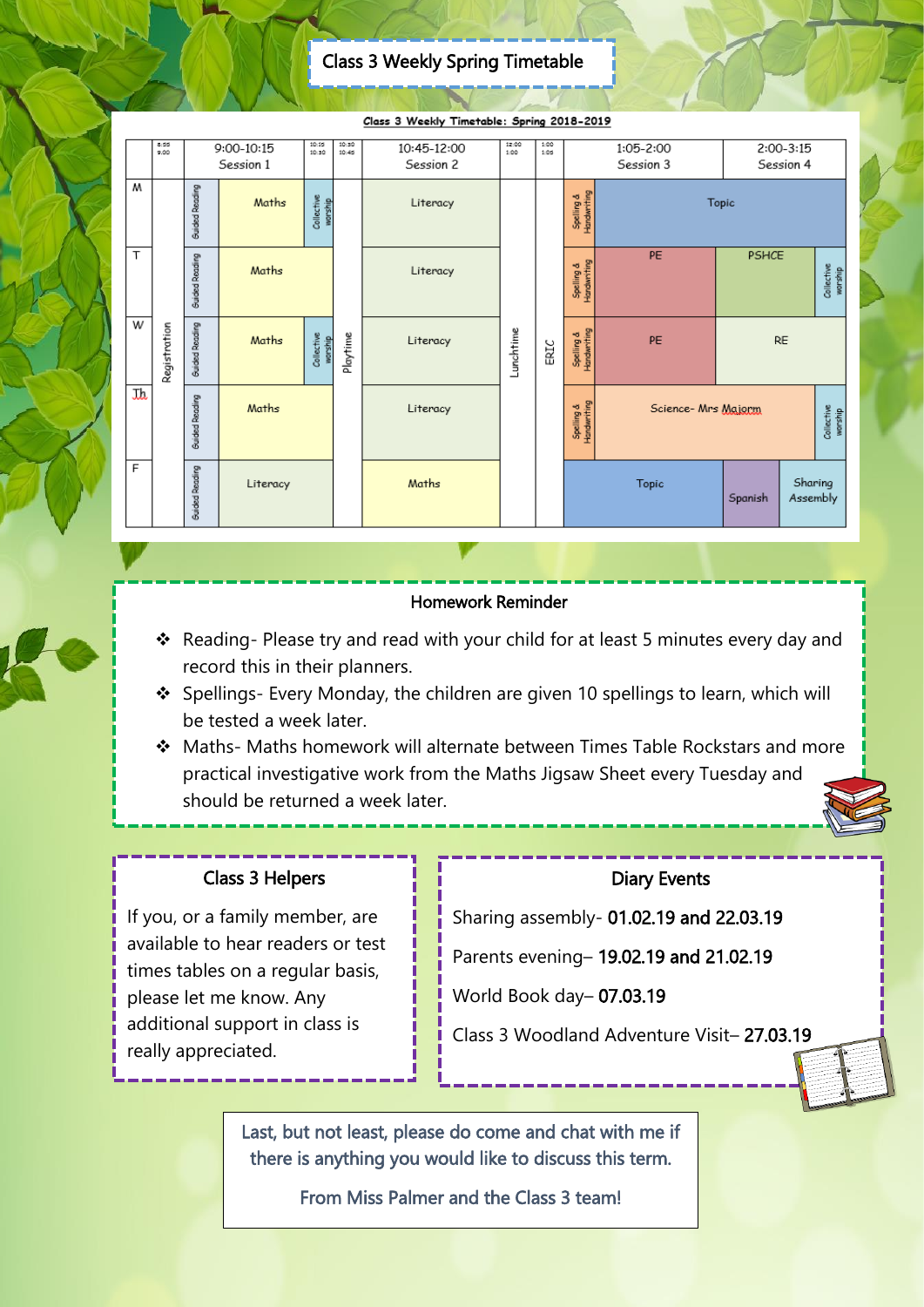# Class 3 Weekly Spring Timetable

**Class 3 Weekly Timetable: Spring 2018-2019**

| | 8:55-9:00 | 9:00-10:15 Session 1 | | | 10:15-10:30 | 10:30-10:45 | 10:45-12:00 Session 2 | 12:00-1:00 | 1:00-1:05 | 1:05-2:00 Session 3 | | 2:00-3:15 Session 4 | | |
|---|---|---|---|---|---|---|---|---|---|---|---|---|---|---|
| M | Registration | Guided Reading | Maths | | Collective worship | Playtime | Literacy | Lunchtime | ERIC | Spelling & Handwriting | Topic | | | |
| T | Registration | Guided Reading | Maths | | | Playtime | Literacy | Lunchtime | ERIC | Spelling & Handwriting | PE | PSHCE | | Collective worship |
| W | Registration | Guided Reading | Maths | | Collective worship | Playtime | Literacy | Lunchtime | ERIC | Spelling & Handwriting | PE | RE | | |
| Th | Registration | Guided Reading | Maths | | | Playtime | Literacy | Lunchtime | ERIC | Spelling & Handwriting | Science- Mrs Majorm | | | Collective worship |
| F | Registration | Guided Reading | Literacy | | | Playtime | Maths | Lunchtime | ERIC | Topic | | Spanish | Sharing Assembly | |

## Homework Reminder

- Reading- Please try and read with your child for at least 5 minutes every day and record this in their planners.
- Spellings- Every Monday, the children are given 10 spellings to learn, which will be tested a week later.
- Maths- Maths homework will alternate between Times Table Rockstars and more practical investigative work from the Maths Jigsaw Sheet every Tuesday and should be returned a week later.

## Class 3 Helpers

If you, or a family member, are available to hear readers or test times tables on a regular basis, please let me know. Any additional support in class is really appreciated.

## Diary Events

Sharing assembly- **01.02.19 and 22.03.19**

Parents evening– **19.02.19 and 21.02.19**

World Book day– **07.03.19**

Class 3 Woodland Adventure Visit– **27.03.19**

Last, but not least, please do come and chat with me if there is anything you would like to discuss this term.

From Miss Palmer and the Class 3 team!